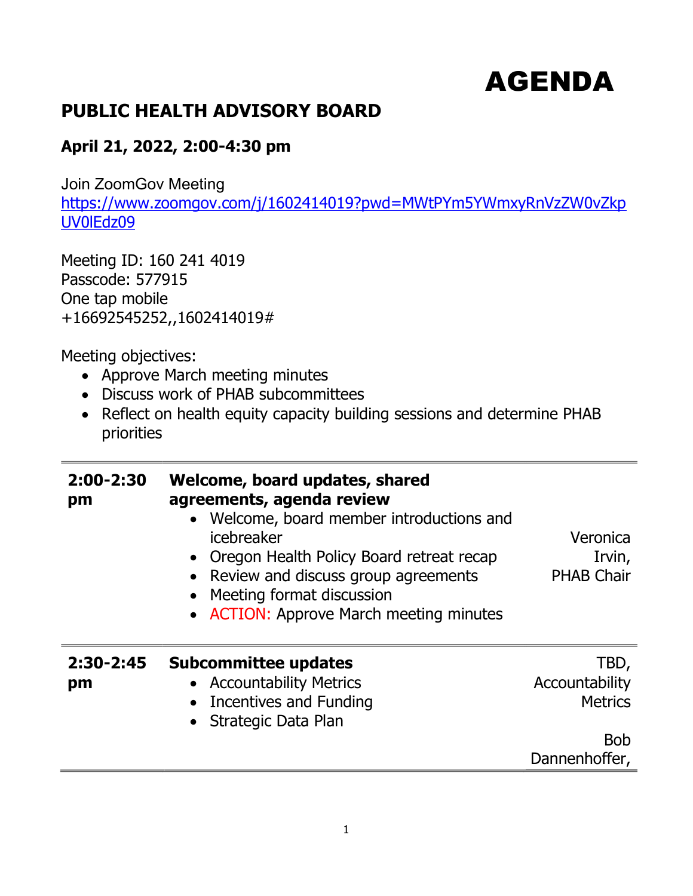# AGENDA

## PUBLIC HEALTH ADVISORY BOARD

### April 21, 2022, 2:00-4:30 pm

Join ZoomGov Meeting
https://www.zoomgov.com/j/1602414019?pwd=MWtPYm5YWmxyRnVzZW0vZkpUV0lEdz09

Meeting ID: 160 241 4019
Passcode: 577915
One tap mobile
+16692545252,,1602414019#

Meeting objectives:

- Approve March meeting minutes
- Discuss work of PHAB subcommittees
- Reflect on health equity capacity building sessions and determine PHAB priorities

| Time | Item | Presenter |
|---|---|---|
| **2:00-2:30 pm** | **Welcome, board updates, shared agreements, agenda review**<br>• Welcome, board member introductions and icebreaker<br>• Oregon Health Policy Board retreat recap<br>• Review and discuss group agreements<br>• Meeting format discussion<br>• ACTION: Approve March meeting minutes | Veronica Irvin, PHAB Chair |
| **2:30-2:45 pm** | **Subcommittee updates**<br>• Accountability Metrics<br>• Incentives and Funding<br>• Strategic Data Plan | TBD, Accountability Metrics<br><br>Bob Dannenhoffer, |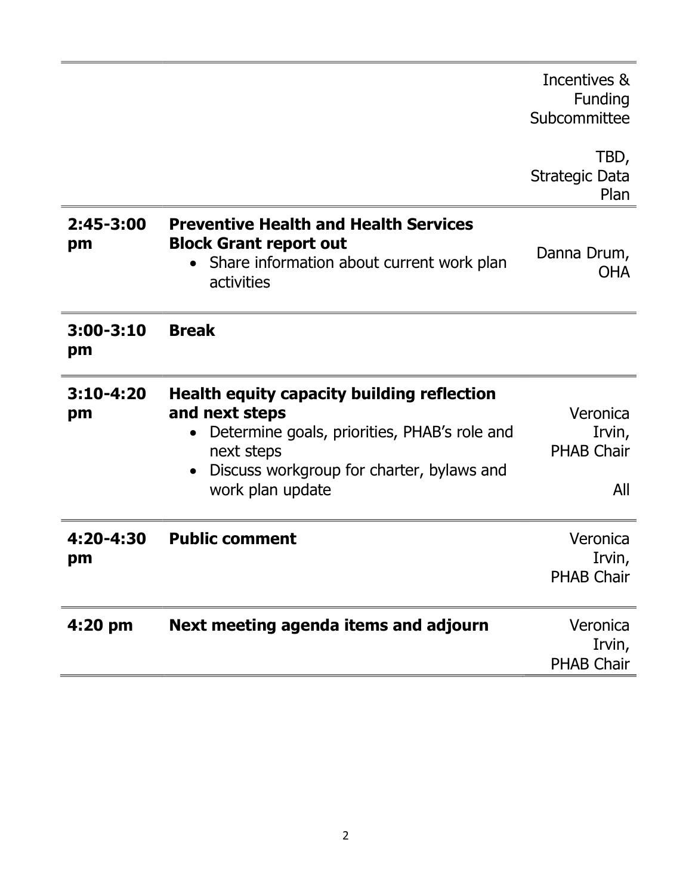| | | |
|---|---|---|
| | | Incentives & Funding Subcommittee<br><br>TBD, Strategic Data Plan |
| **2:45-3:00 pm** | **Preventive Health and Health Services Block Grant report out**<br>• Share information about current work plan activities | Danna Drum, OHA |
| **3:00-3:10 pm** | **Break** | |
| **3:10-4:20 pm** | **Health equity capacity building reflection and next steps**<br>• Determine goals, priorities, PHAB's role and next steps<br>• Discuss workgroup for charter, bylaws and work plan update | Veronica Irvin, PHAB Chair<br><br>All |
| **4:20-4:30 pm** | **Public comment** | Veronica Irvin, PHAB Chair |
| **4:20 pm** | **Next meeting agenda items and adjourn** | Veronica Irvin, PHAB Chair |